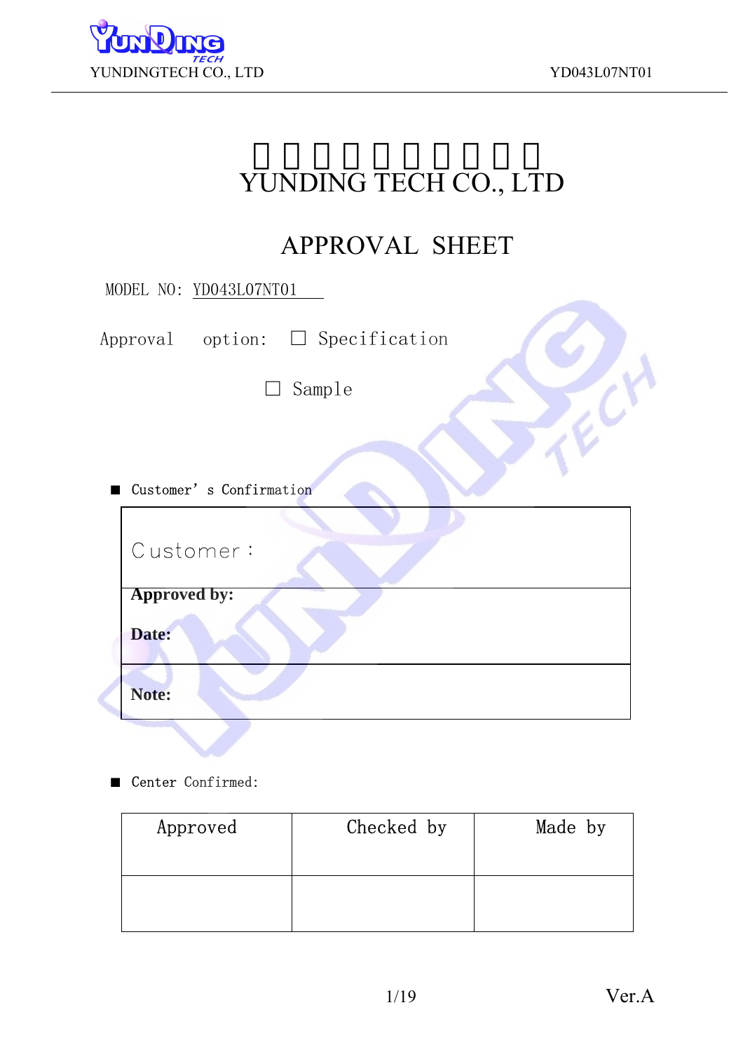# □□□□□□□□□□
# YUNDING TECH CO., LTD

## APPROVAL SHEET

MODEL NO: YD043L07NT01

Approval option: ☐ Specification

☐ Sample

■ Customer' s Confirmation

| |
|---|
| Customer: |
| **Approved by:**<br><br>**Date:** |
| **Note:** |

■ Center Confirmed:

| Approved | Checked by | Made by |
|---|---|---|
| | | |

Ver.A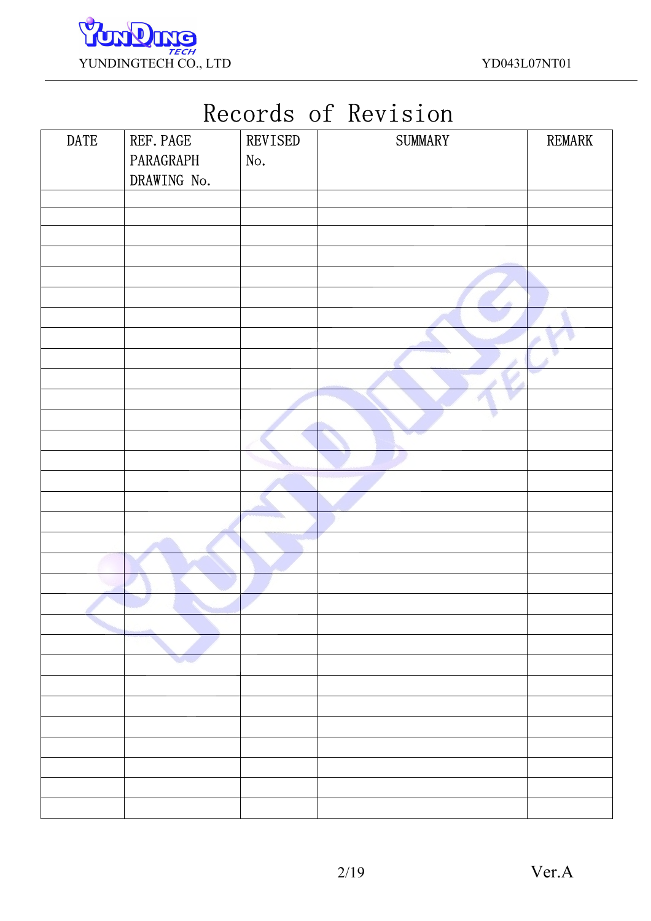# Records of Revision

| DATE | REF. PAGE PARAGRAPH DRAWING No. | REVISED No. | SUMMARY | REMARK |
|---|---|---|---|---|
| | | | | |
| | | | | |
| | | | | |
| | | | | |
| | | | | |
| | | | | |
| | | | | |
| | | | | |
| | | | | |
| | | | | |
| | | | | |
| | | | | |
| | | | | |
| | | | | |
| | | | | |
| | | | | |
| | | | | |
| | | | | |
| | | | | |
| | | | | |
| | | | | |
| | | | | |
| | | | | |
| | | | | |
| | | | | |
| | | | | |
| | | | | |
| | | | | |
| | | | | |
| | | | | |
| | | | | |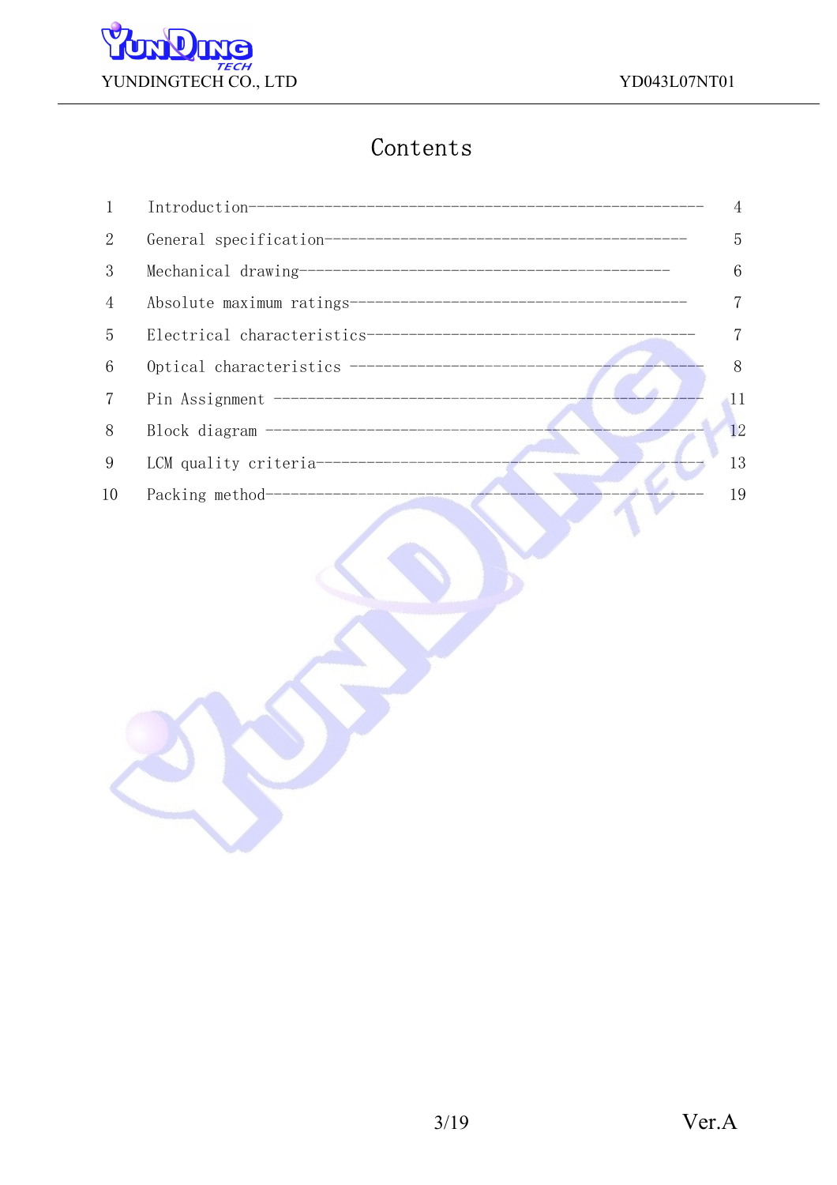# Contents

| | | |
|---|---|---|
| 1 | Introduction | 4 |
| 2 | General specification | 5 |
| 3 | Mechanical drawing | 6 |
| 4 | Absolute maximum ratings | 7 |
| 5 | Electrical characteristics | 7 |
| 6 | Optical characteristics | 8 |
| 7 | Pin Assignment | 11 |
| 8 | Block diagram | 12 |
| 9 | LCM quality criteria | 13 |
| 10 | Packing method | 19 |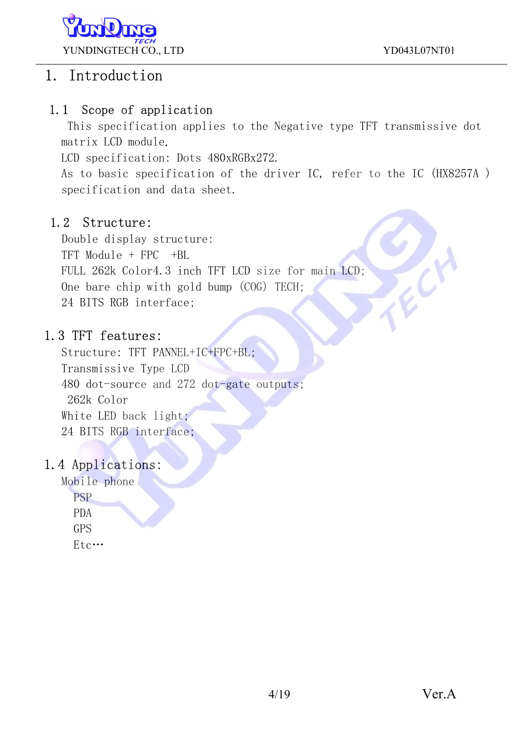# 1. Introduction

## 1.1 Scope of application

This specification applies to the Negative type TFT transmissive dot matrix LCD module.

LCD specification: Dots 480xRGBx272.

As to basic specification of the driver IC, refer to the IC (HX8257A ) specification and data sheet.

## 1.2 Structure:

Double display structure:

TFT Module + FPC +BL

FULL 262k Color4.3 inch TFT LCD size for main LCD;

One bare chip with gold bump (COG) TECH;

24 BITS RGB interface;

## 1.3 TFT features:

Structure: TFT PANNEL+IC+FPC+BL;

Transmissive Type LCD

480 dot-source and 272 dot-gate outputs;

262k Color

White LED back light;

24 BITS RGB interface;

## 1.4 Applications:

Mobile phone

- PSP
- PDA
- GPS
- Etc…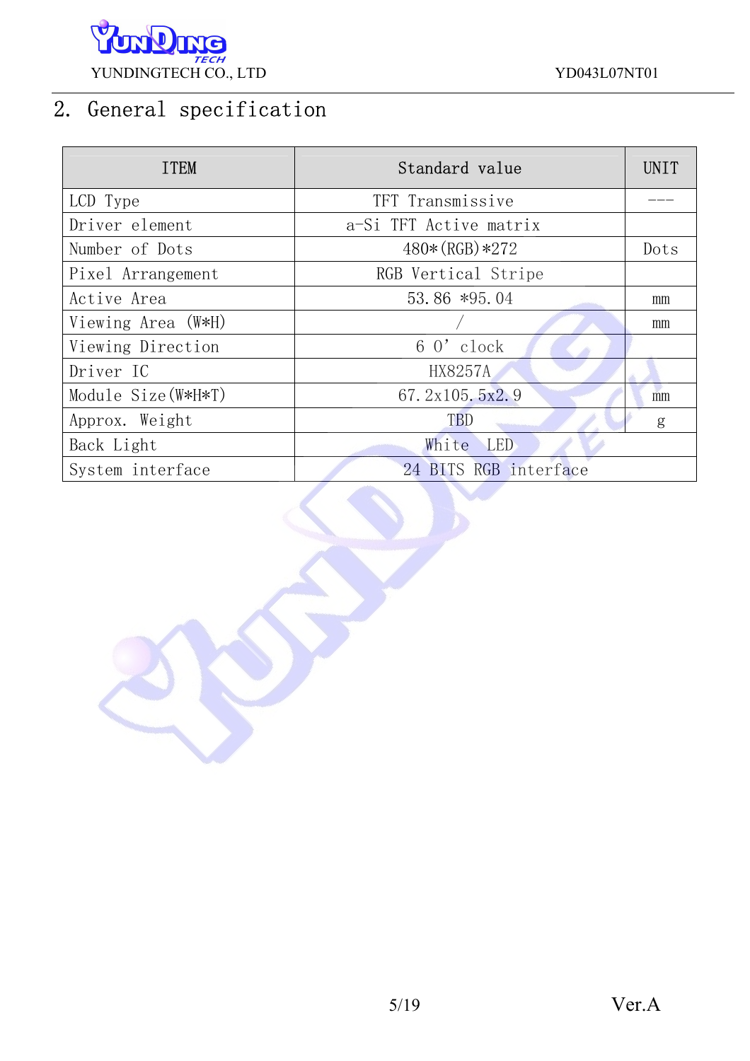## 2. General specification

| ITEM | Standard value | UNIT |
|---|---|---|
| LCD Type | TFT Transmissive | --- |
| Driver element | a-Si TFT Active matrix | |
| Number of Dots | 480*(RGB)*272 | Dots |
| Pixel Arrangement | RGB Vertical Stripe | |
| Active Area | 53.86 *95.04 | mm |
| Viewing Area (W*H) | / | mm |
| Viewing Direction | 6 O' clock | |
| Driver IC | HX8257A | |
| Module Size(W*H*T) | 67.2x105.5x2.9 | mm |
| Approx. Weight | TBD | g |
| Back Light | White LED | |
| System interface | 24 BITS RGB interface | |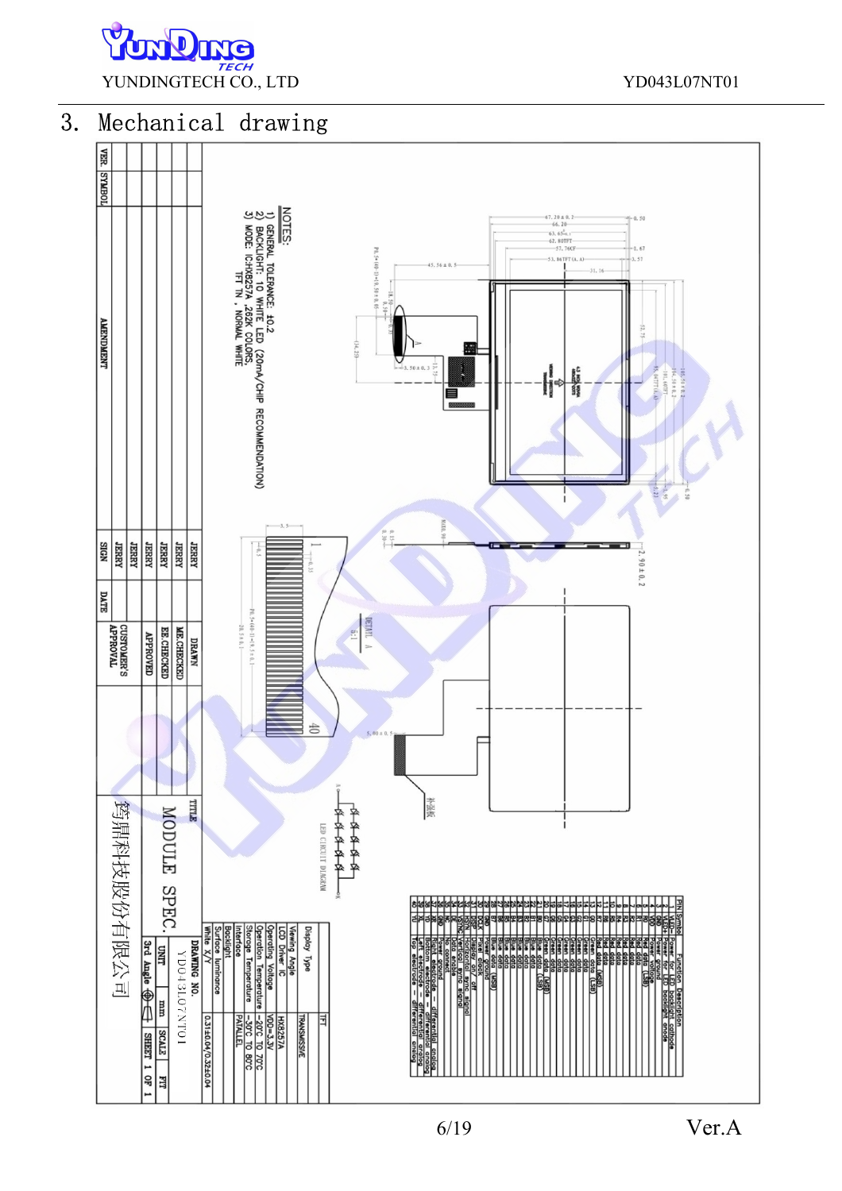# 3. Mechanical drawing

NOTES:
1) GENERAL TOLERANCE: ±0.2
2) BACKLIGHT: 10 WHITE LED (20mA/CHIP RECOMMENDATION)
3) MODE: IC:HX8257A ,262K COLORS,
TFT TN , NORMAL WHITE

DETAIL A
5:1

LED CIRCUIT DIAGRAM

| PIN | Symbol | Function Description |
|---|---|---|
| 1 | VLED- | Power for LED backlight cathode |
| 2 | VLED+ | Power for LED backlight anode |
| 3 | GND | Power ground |
| 4 | VDD | Power voltage |
| 5 | R0 | Red data (LSB) |
| 6 | R1 | Red data |
| 7 | R2 | Red data |
| 8 | R3 | Red data |
| 9 | R4 | Red data |
| 10 | R5 | Red data |
| 11 | R6 | Red data |
| 12 | R7 | Red data (MSB) |
| 13 | G0 | Green data (LSB) |
| 14 | G1 | Green data |
| 15 | G2 | Green data |
| 16 | G3 | Green data |
| 17 | G4 | Green data |
| 18 | G5 | Green data |
| 19 | G6 | Green data |
| 20 | G7 | Green data (MSB) |
| 21 | B0 | Blue data (LSB) |
| 22 | B1 | Blue data |
| 23 | B2 | Blue data |
| 24 | B3 | Blue data |
| 25 | B4 | Blue data |
| 26 | B5 | Blue data |
| 27 | B6 | Blue data |
| 28 | B7 | Blue data (MSB) |
| 29 | GND | Power ground |
| 30 | DCLK | Pixel clock |
| 31 | DISP | Display on/ off |
| 32 | HSYNC | Horizontal sync signal |
| 33 | VSYNC | Vertical sync signal |
| 34 | DE | Data enable |
| 35 | NC | No connect |
| 36 | GND | Power ground |
| 37 | XR | Right electrode - differential analog |
| 38 | YD | Bottom electrode - differential analog |
| 39 | XL | Left electrode - differential analog |
| 40 | YU | Top electrode - differential analog |

| | |
|---|---|
| Display Type | TFT TRANSMISSIVE |
| Viewing Angle | |
| LCD Driver IC | HX8257A |
| Operating Voltage | VDD=3.3V |
| Operation Temperature | -20°C TO 70°C |
| Storage Temperature | -30°C TO 80°C |
| Interface | PATALLEL |
| Backlight | |
| Surface luminance | |
| White X/Y | 0.31±0.04/0.32±0.04 |

| VER | SYMBOL | AMENDMENT | SIGN | DATE |
|---|---|---|---|---|
| | | | | |

| | |
|---|---|
| DRAWN | JERRY |
| ME.CHECKED | JERRY |
| EE.CHECKED | JERRY |
| APPROVED | JERRY |
| CUSTOMER'S APPROVAL | JERRY |

TITLE: MODULE SPEC.

DRAWING NO. YD043L07NT01

| UNIT | mm | SCALE | FIT |
|---|---|---|---|
| 3rd Angle | | SHEET 1 OF 1 | |

鸳鼎科技股份有限公司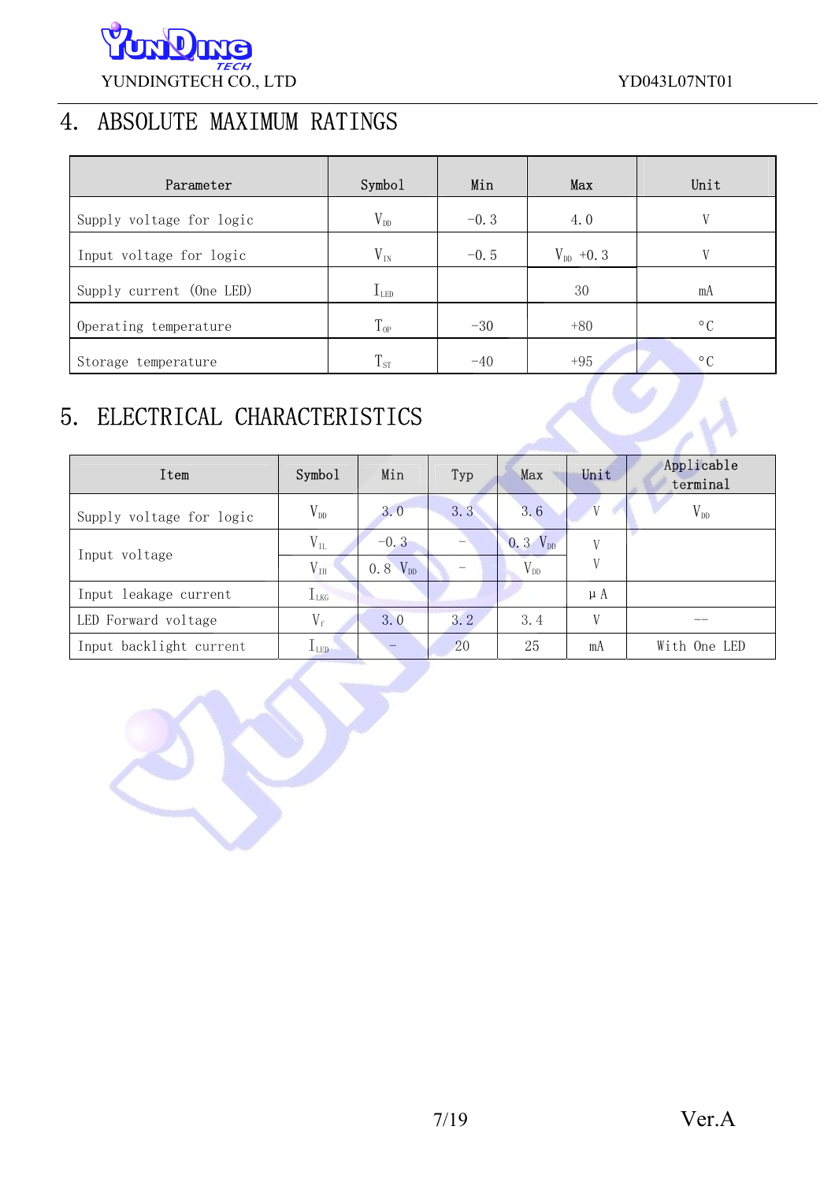## 4. ABSOLUTE MAXIMUM RATINGS

| Parameter | Symbol | Min | Max | Unit |
|---|---|---|---|---|
| Supply voltage for logic | $V_{DD}$ | -0.3 | 4.0 | V |
| Input voltage for logic | $V_{IN}$ | -0.5 | $V_{DD}$ +0.3 | V |
| Supply current (One LED) | $I_{LED}$ | | 30 | mA |
| Operating temperature | $T_{OP}$ | -30 | +80 | °C |
| Storage temperature | $T_{ST}$ | -40 | +95 | °C |

## 5. ELECTRICAL CHARACTERISTICS

| Item | Symbol | Min | Typ | Max | Unit | Applicable terminal |
|---|---|---|---|---|---|---|
| Supply voltage for logic | $V_{DD}$ | 3.0 | 3.3 | 3.6 | V | $V_{DD}$ |
| Input voltage | $V_{IL}$ | -0.3 | - | 0.3 $V_{DD}$ | V | |
| | $V_{IH}$ | 0.8 $V_{DD}$ | - | $V_{DD}$ | V | |
| Input leakage current | $I_{LKG}$ | | | | μA | |
| LED Forward voltage | $V_f$ | 3.0 | 3.2 | 3.4 | V | -- |
| Input backlight current | $I_{LED}$ | - | 20 | 25 | mA | With One LED |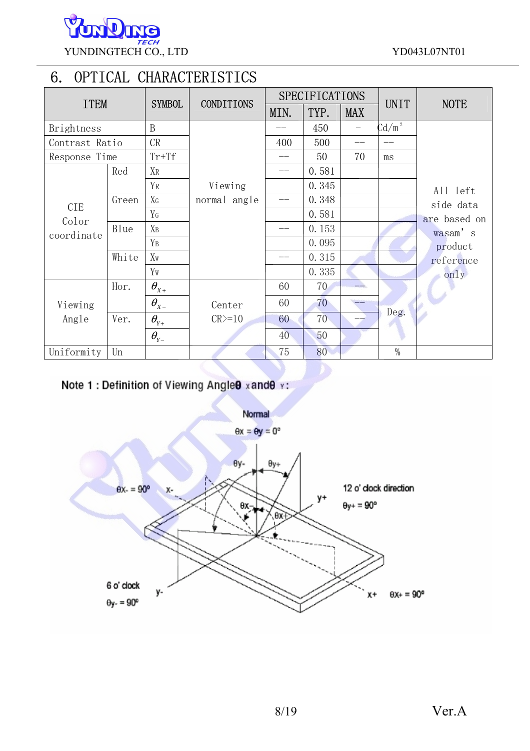## 6. OPTICAL CHARACTERISTICS

| ITEM | | SYMBOL | CONDITIONS | SPECIFICATIONS | | | UNIT | NOTE |
|---|---|---|---|---|---|---|---|---|
| | | | | MIN. | TYP. | MAX | | |
| Brightness | | B | Viewing normal angle | -- | 450 | - | Cd/m² | All left side data are based on wasam' s product reference only |
| Contrast Ratio | | CR | | 400 | 500 | -- | -- | |
| Response Time | | Tr+Tf | | -- | 50 | 70 | ms | |
| CIE Color coordinate | Red | $X_R$ | | -- | 0.581 | | | |
| | | $Y_R$ | | | 0.345 | | | |
| | Green | $X_G$ | | -- | 0.348 | | | |
| | | $Y_G$ | | | 0.581 | | | |
| | Blue | $X_B$ | | -- | 0.153 | | | |
| | | $Y_B$ | | | 0.095 | | | |
| | White | $X_W$ | | -- | 0.315 | | | |
| | | $Y_W$ | | | 0.335 | | | |
| Viewing Angle | Hor. | $\theta_{X+}$ | Center CR>=10 | 60 | 70 | -- | Deg. | |
| | | $\theta_{X-}$ | | 60 | 70 | -- | | |
| | Ver. | $\theta_{Y+}$ | | 60 | 70 | -- | | |
| | | $\theta_{Y-}$ | | 40 | 50 | | | |
| Uniformity | | Un | | 75 | 80 | | % | |

**Note 1 : Definition of Viewing Angle θ x and θ y :**

Normal

θx = θy = 0°

θy-

θy+

θx- = 90°

x-

12 o' clock direction

y+

θy+ = 90°

θx-

θx+

6 o' clock

θy- = 90°

y-

x+

θX+ = 90°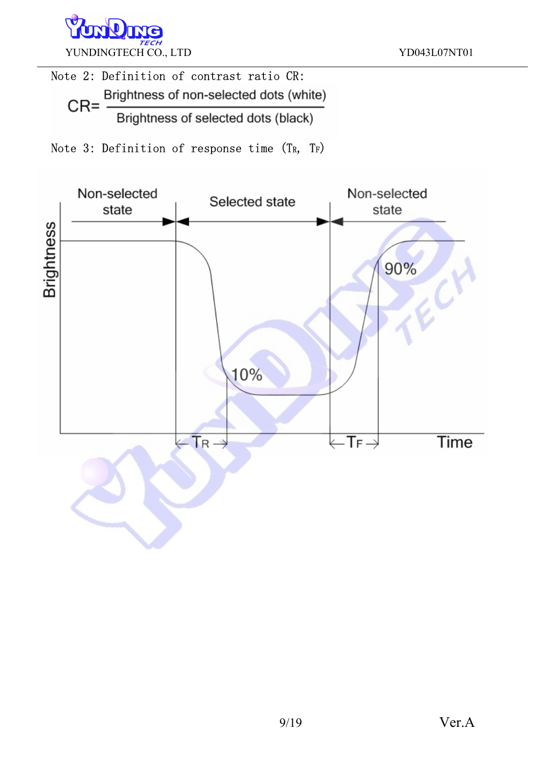Note 2: Definition of contrast ratio CR:

$$CR = \frac{\text{Brightness of non-selected dots (white)}}{\text{Brightness of selected dots (black)}}$$

Note 3: Definition of response time ($T_R$, $T_F$)

Non-selected state

Selected state

Non-selected state

Brightness

90%

10%

$T_R$

$T_F$

Time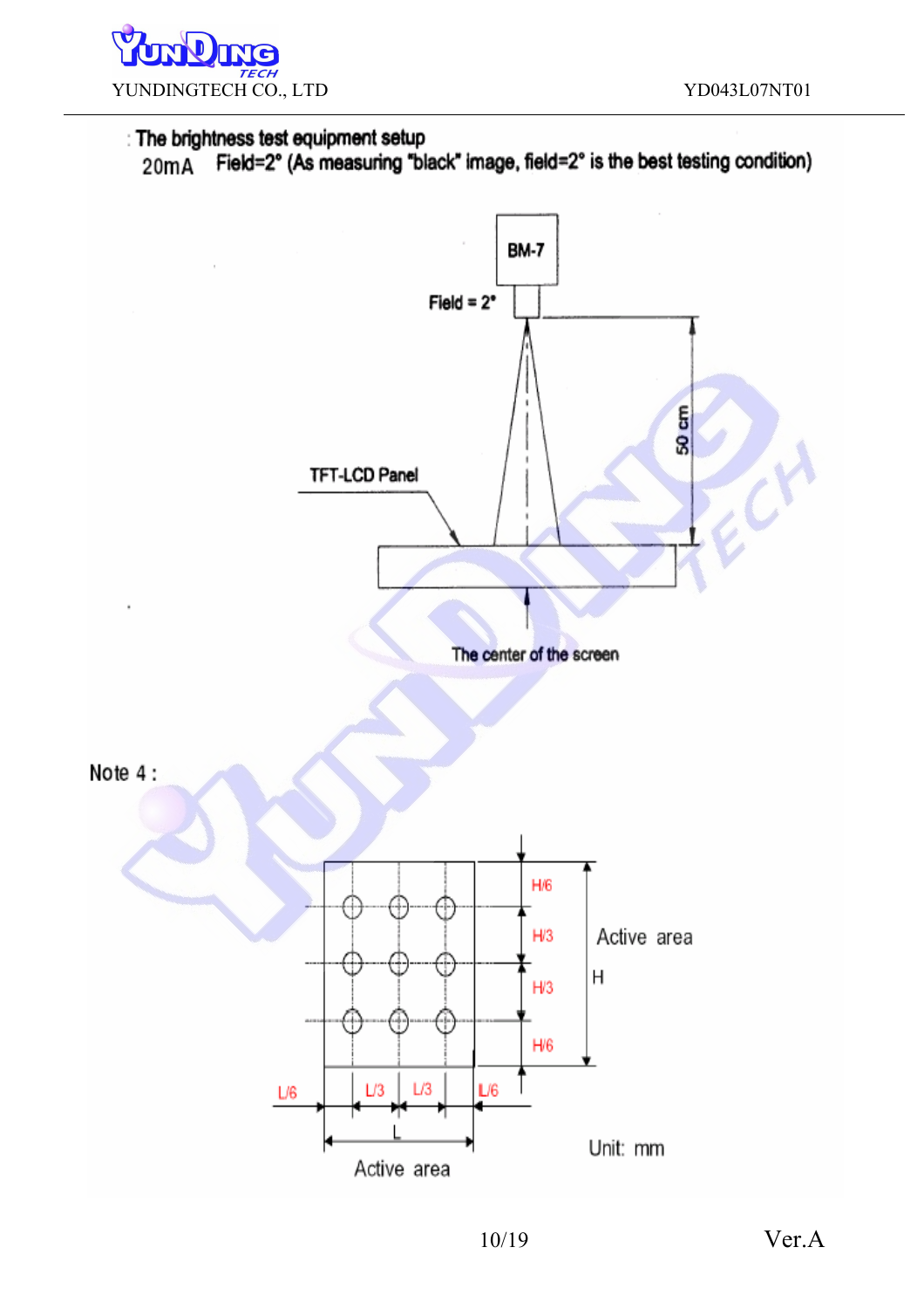: The brightness test equipment setup

20mA    Field=2° (As measuring "black" image, field=2° is the best testing condition)

BM-7

Field = 2°

50 cm

TFT-LCD Panel

The center of the screen

Note 4 :

H/6

H/3

H/3

H/6

Active area

H

L/6

L/3

L/3

L/6

L

Active area

Unit: mm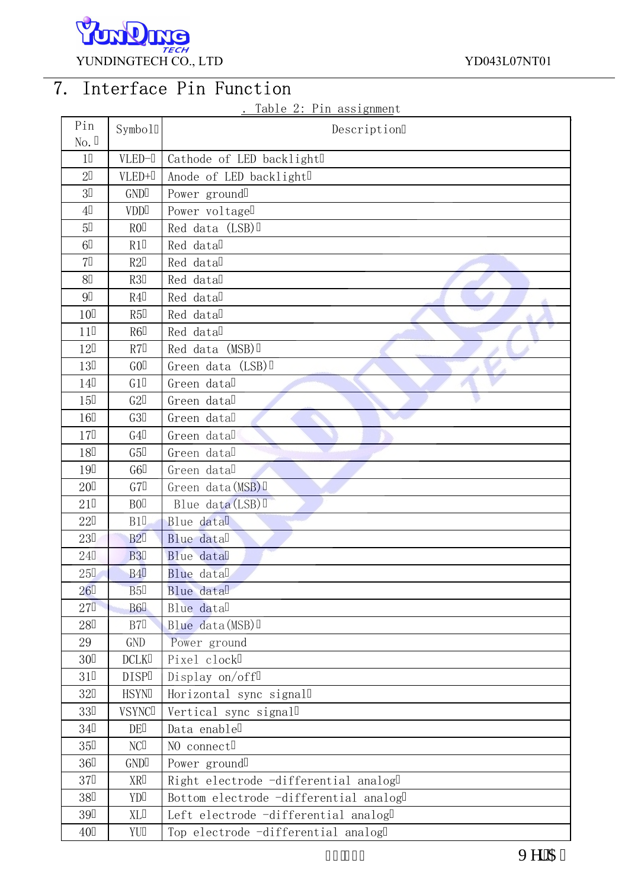## 7. Interface Pin Function

. Table 2: Pin assignment

| Pin No. | Symbol | Description |
|---|---|---|
| 1 | VLED- | Cathode of LED backlight |
| 2 | VLED+ | Anode of LED backlight |
| 3 | GND | Power ground |
| 4 | VDD | Power voltage |
| 5 | R0 | Red data (LSB) |
| 6 | R1 | Red data |
| 7 | R2 | Red data |
| 8 | R3 | Red data |
| 9 | R4 | Red data |
| 10 | R5 | Red data |
| 11 | R6 | Red data |
| 12 | R7 | Red data (MSB) |
| 13 | G0 | Green data (LSB) |
| 14 | G1 | Green data |
| 15 | G2 | Green data |
| 16 | G3 | Green data |
| 17 | G4 | Green data |
| 18 | G5 | Green data |
| 19 | G6 | Green data |
| 20 | G7 | Green data(MSB) |
| 21 | B0 | Blue data(LSB) |
| 22 | B1 | Blue data |
| 23 | B2 | Blue data |
| 24 | B3 | Blue data |
| 25 | B4 | Blue data |
| 26 | B5 | Blue data |
| 27 | B6 | Blue data |
| 28 | B7 | Blue data(MSB) |
| 29 | GND | Power ground |
| 30 | DCLK | Pixel clock |
| 31 | DISP | Display on/off |
| 32 | HSYN | Horizontal sync signal |
| 33 | VSYNC | Vertical sync signal |
| 34 | DE | Data enable |
| 35 | NC | NO connect |
| 36 | GND | Power ground |
| 37 | XR | Right electrode -differential analog |
| 38 | YD | Bottom electrode -differential analog |
| 39 | XL | Left electrode -differential analog |
| 40 | YU | Top electrode -differential analog |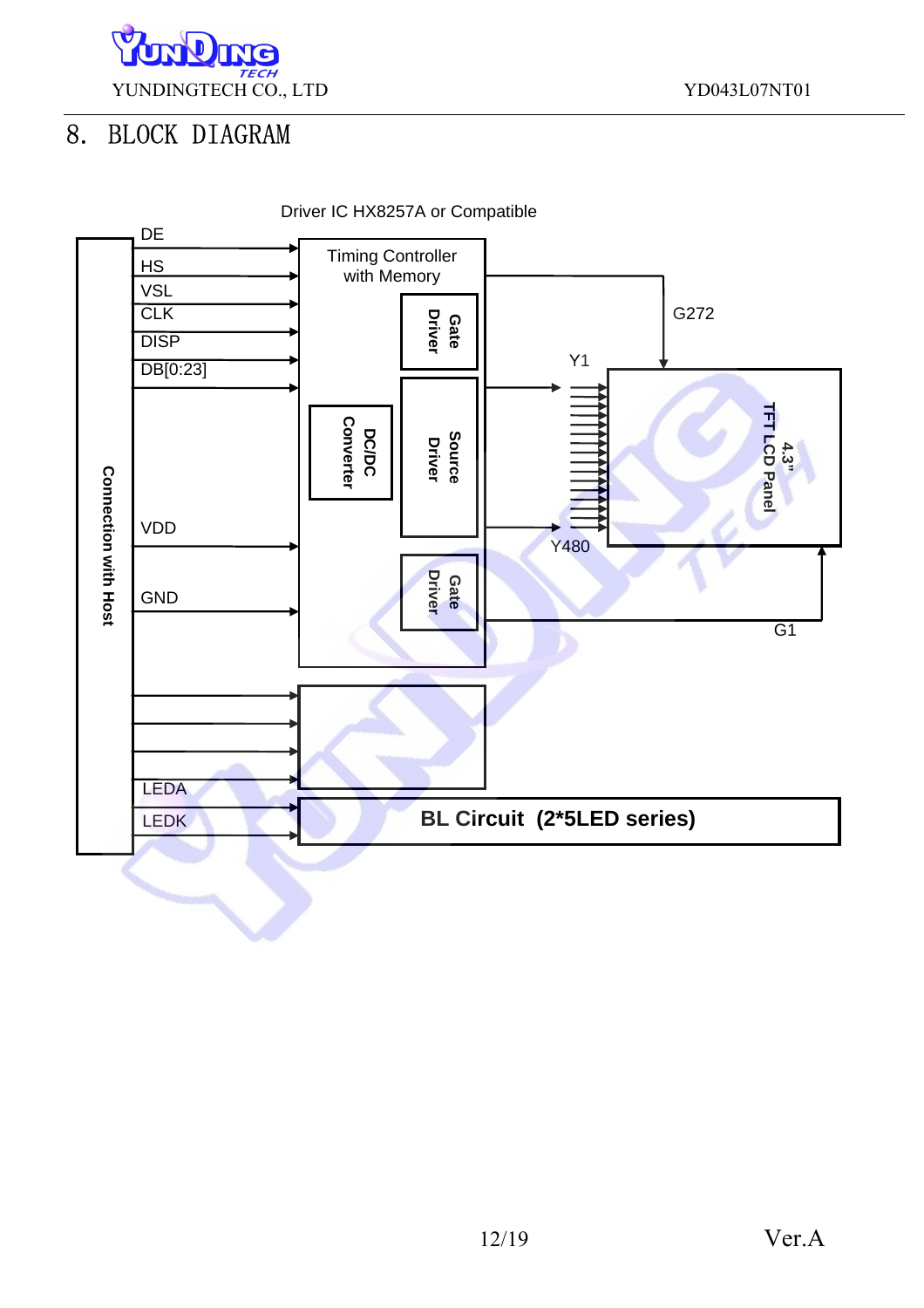# 8. BLOCK DIAGRAM

Driver IC HX8257A or Compatible

DE

HS

VSL

CLK

DISP

DB[0:23]

VDD

GND

LEDA

LEDK

Connection with Host

Timing Controller with Memory

Gate Driver

Source Driver

DC/DC Converter

Gate Driver

G272

Y1

Y480

G1

4.3" TFT LCD Panel

BL Circuit (2*5LED series)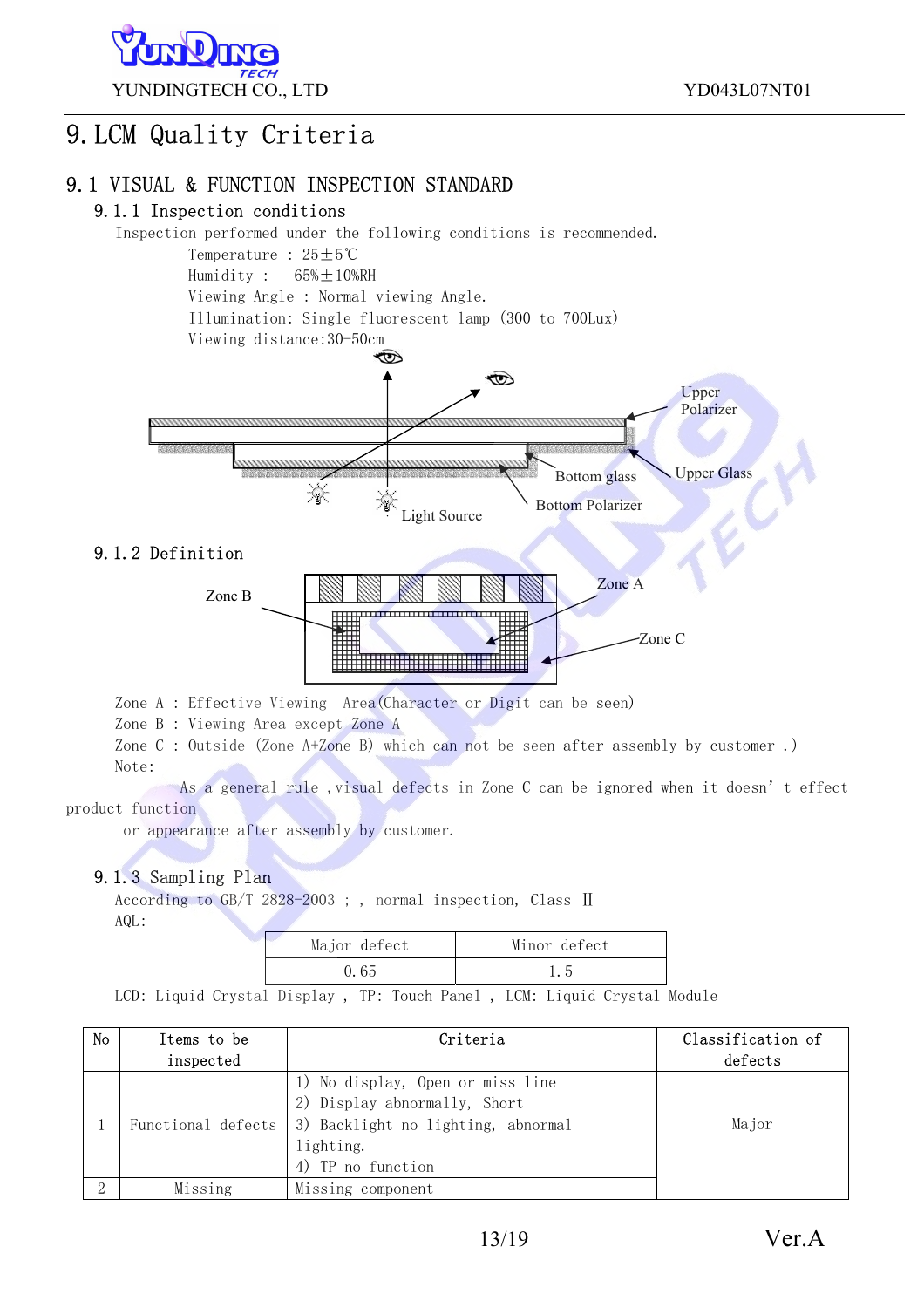# 9. LCM Quality Criteria

## 9.1 VISUAL & FUNCTION INSPECTION STANDARD

### 9.1.1 Inspection conditions

Inspection performed under the following conditions is recommended.

Temperature : 25±5℃

Humidity : 65%±10%RH

Viewing Angle : Normal viewing Angle.

Illumination: Single fluorescent lamp (300 to 700Lux)

Viewing distance:30-50cm

Upper Polarizer

Upper Glass

Bottom glass

Bottom Polarizer

Light Source

### 9.1.2 Definition

Zone B

Zone A

Zone C

Zone A : Effective Viewing Area(Character or Digit can be seen)

Zone B : Viewing Area except Zone A

Zone C : Outside (Zone A+Zone B) which can not be seen after assembly by customer .)

Note:

As a general rule ,visual defects in Zone C can be ignored when it doesn't effect product function or appearance after assembly by customer.

### 9.1.3 Sampling Plan

According to GB/T 2828-2003 ; , normal inspection, Class Ⅱ

AQL:

| Major defect | Minor defect |
|---|---|
| 0.65 | 1.5 |

LCD: Liquid Crystal Display , TP: Touch Panel , LCM: Liquid Crystal Module

| No | Items to be inspected | Criteria | Classification of defects |
|---|---|---|---|
| 1 | Functional defects | 1) No display, Open or miss line<br>2) Display abnormally, Short<br>3) Backlight no lighting, abnormal lighting.<br>4) TP no function | Major |
| 2 | Missing | Missing component | |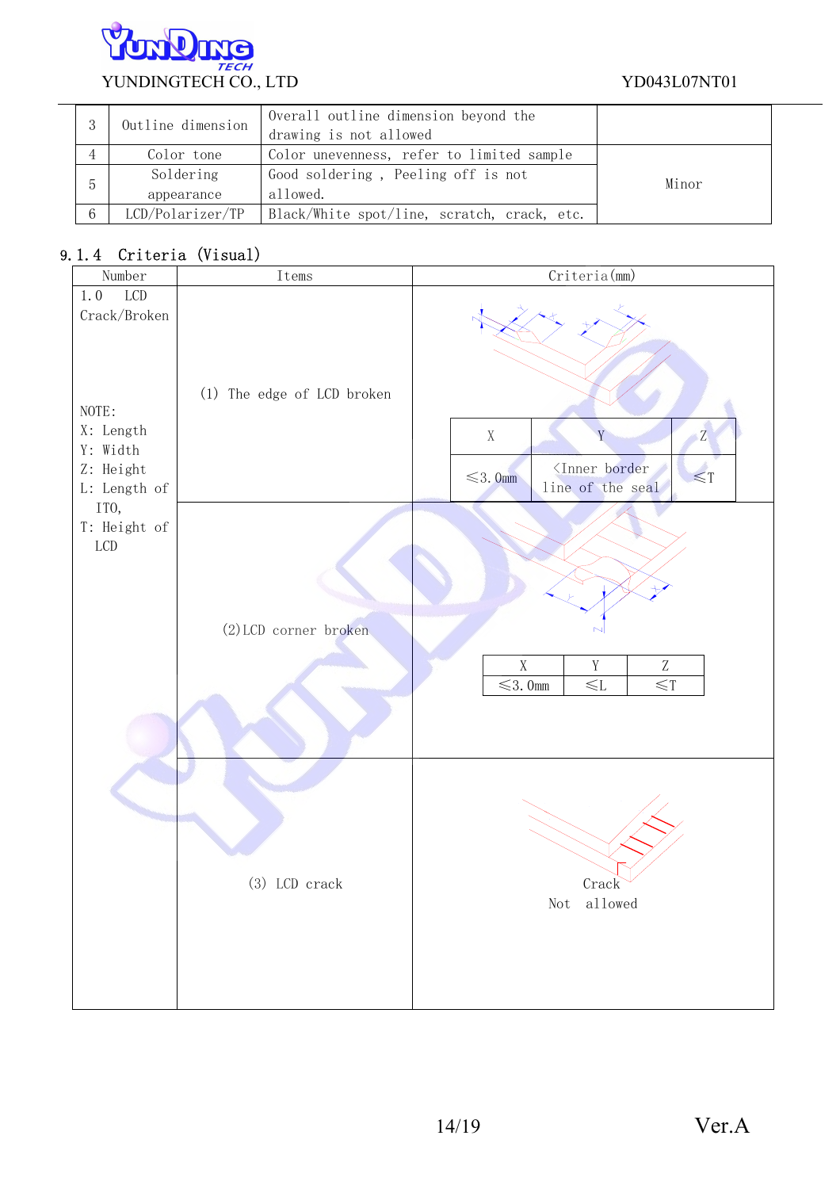| | | | |
|---|---|---|---|
| 3 | Outline dimension | Overall outline dimension beyond the drawing is not allowed | |
| 4 | Color tone | Color unevenness, refer to limited sample | Minor |
| 5 | Soldering appearance | Good soldering , Peeling off is not allowed. | |
| 6 | LCD/Polarizer/TP | Black/White spot/line, scratch, crack, etc. | |

### 9.1.4 Criteria (Visual)

| Number | Items | Criteria(mm) |
|---|---|---|
| 1.0 LCD Crack/Broken<br><br>NOTE:<br>X: Length<br>Y: Width<br>Z: Height<br>L: Length of ITO,<br>T: Height of LCD | (1) The edge of LCD broken | X: ≤3.0mm; Y: <Inner border line of the seal; Z: ≤T |
| | (2)LCD corner broken | X: ≤3.0mm; Y: ≤L; Z: ≤T |
| | (3) LCD crack | Crack<br>Not allowed |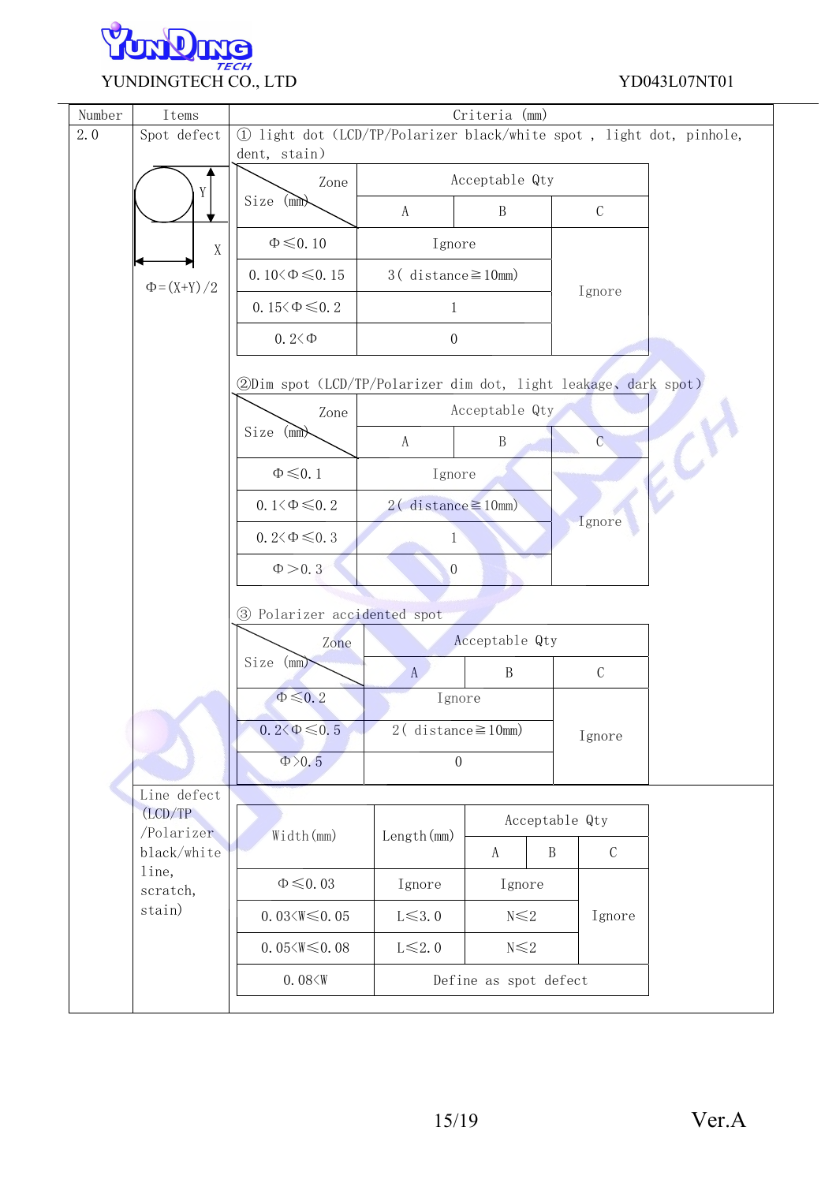| Number | Items | Criteria (mm) |
|---|---|---|
| 2.0 | Spot defect<br><br>Φ=(X+Y)/2 | ① light dot (LCD/TP/Polarizer black/white spot , light dot, pinhole, dent, stain) |

| Zone / Size (mm) | Acceptable Qty | | |
|---|---|---|---|
| | A | B | C |
| Φ≤0.10 | Ignore | | Ignore |
| 0.10<Φ≤0.15 | 3( distance≧10mm) | | Ignore |
| 0.15<Φ≤0.2 | 1 | | Ignore |
| 0.2<Φ | 0 | | Ignore |

②Dim spot (LCD/TP/Polarizer dim dot, light leakage, dark spot)

| Zone / Size (mm) | Acceptable Qty | | |
|---|---|---|---|
| | A | B | C |
| Φ≤0.1 | Ignore | | Ignore |
| 0.1<Φ≤0.2 | 2( distance≧10mm) | | Ignore |
| 0.2<Φ≤0.3 | 1 | | Ignore |
| Φ>0.3 | 0 | | Ignore |

③ Polarizer accidented spot

| Zone / Size (mm) | Acceptable Qty | | |
|---|---|---|---|
| | A | B | C |
| Φ≤0.2 | Ignore | | Ignore |
| 0.2<Φ≤0.5 | 2( distance≧10mm) | | Ignore |
| Φ>0.5 | 0 | | Ignore |

Line defect (LCD/TP /Polarizer black/white line, scratch, stain)

| Width(mm) | Length(mm) | Acceptable Qty | | |
|---|---|---|---|---|
| | | A | B | C |
| Φ≤0.03 | Ignore | Ignore | | Ignore |
| 0.03<W≤0.05 | L≤3.0 | N≤2 | | Ignore |
| 0.05<W≤0.08 | L≤2.0 | N≤2 | | Ignore |
| 0.08<W | Define as spot defect | | | |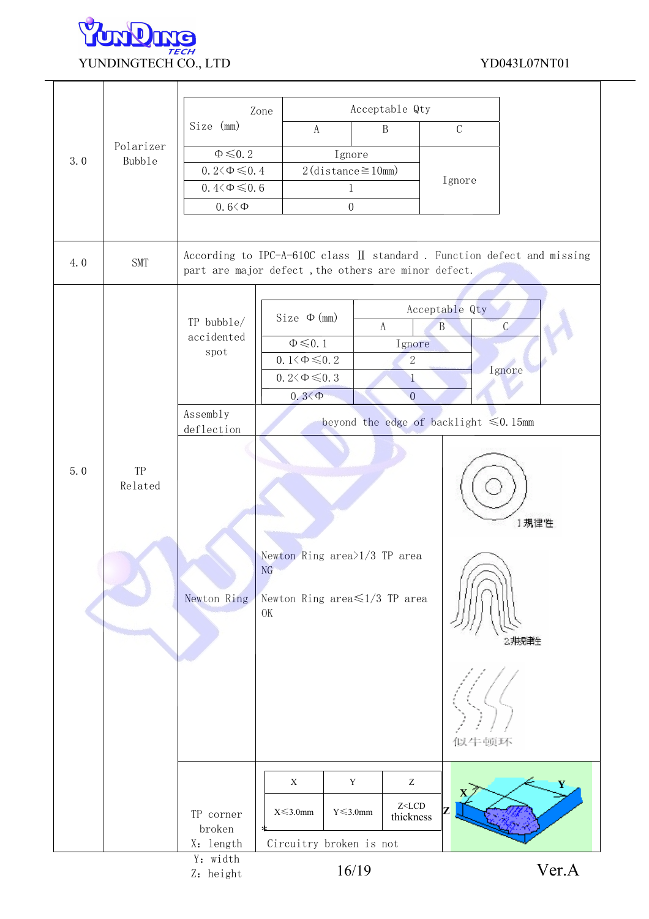| | | |
|---|---|---|
| 3.0 | Polarizer Bubble | see table below |
| 4.0 | SMT | According to IPC-A-610C class Ⅱ standard . Function defect and missing part are major defect ,the others are minor defect. |
| 5.0 | TP Related | see items below |

**3.0 Polarizer Bubble**

| Size (mm) \ Zone | Acceptable Qty A | B | C |
|---|---|---|---|
| Φ≤0.2 | Ignore | | Ignore |
| 0.2<Φ≤0.4 | 2(distance≧10mm) | | |
| 0.4<Φ≤0.6 | 1 | | |
| 0.6<Φ | 0 | | |

**5.0 TP Related**

TP bubble/ accidented spot

| Size Φ(mm) | Acceptable Qty A | B | C |
|---|---|---|---|
| Φ≤0.1 | Ignore | | Ignore |
| 0.1<Φ≤0.2 | 2 | | |
| 0.2<Φ≤0.3 | 1 | | |
| 0.3<Φ | 0 | | |

Assembly deflection: beyond the edge of backlight ≤0.15mm

Newton Ring:

Newton Ring area>1/3 TP area NG

Newton Ring area≤1/3 TP area OK

1.规律性

2.非规律性

似牛顿环

TP corner broken
X: length
Y: width
Z: height

| X | Y | Z |
|---|---|---|
| X≤3.0mm | Y≤3.0mm | Z<LCD thickness |

* Circuitry broken is not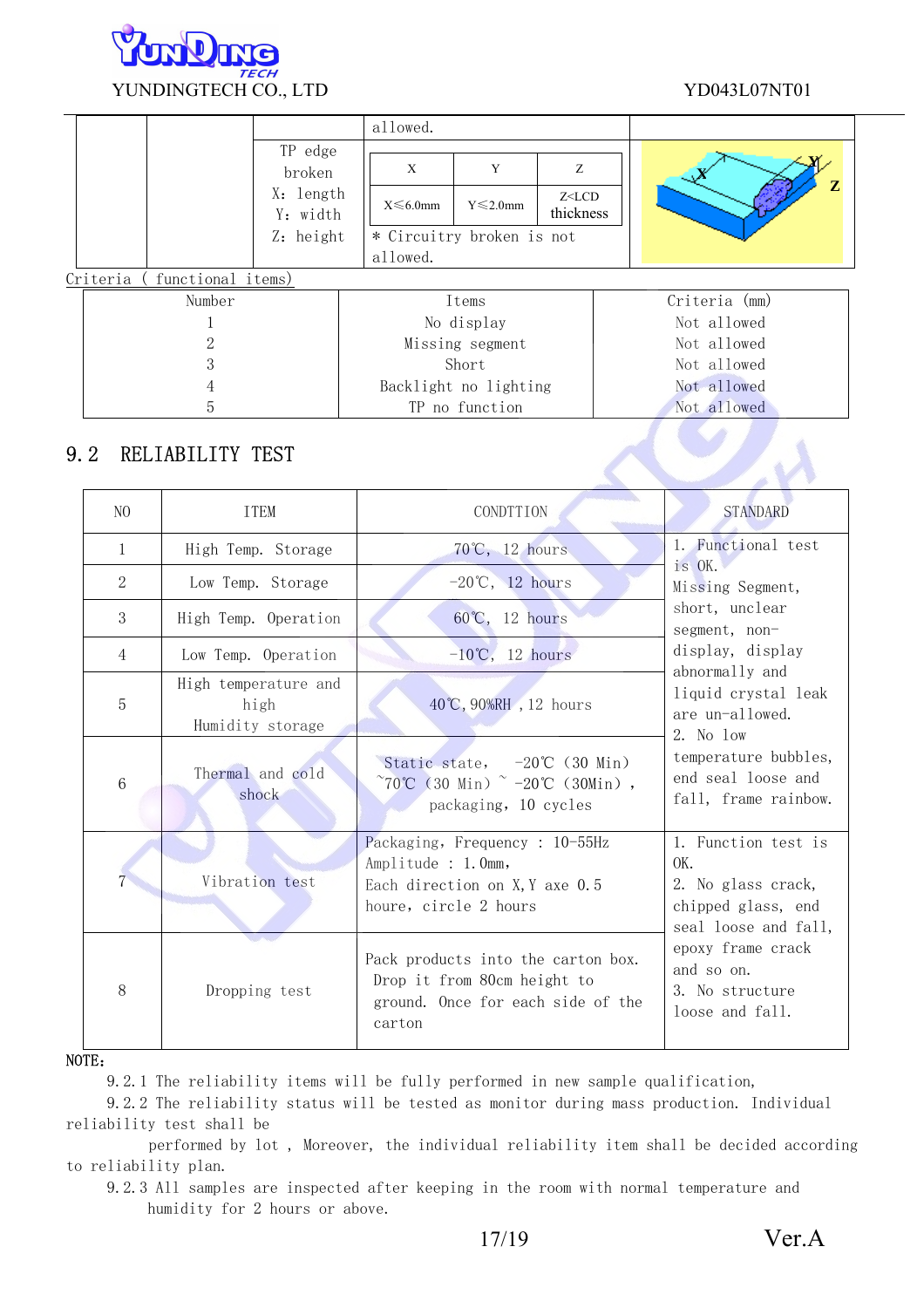| | | | | |
|---|---|---|---|---|
| | | | allowed. | |
| | | TP edge broken<br>X: length<br>Y: width<br>Z: height | X: X≤6.0mm; Y: Y≤2.0mm; Z: Z<LCD thickness<br>* Circuitry broken is not allowed. | |

Criteria ( functional items)

| Number | Items | Criteria (mm) |
|---|---|---|
| 1 | No display | Not allowed |
| 2 | Missing segment | Not allowed |
| 3 | Short | Not allowed |
| 4 | Backlight no lighting | Not allowed |
| 5 | TP no function | Not allowed |

## 9.2 RELIABILITY TEST

| NO | ITEM | CONDTTION | STANDARD |
|---|---|---|---|
| 1 | High Temp. Storage | 70℃, 12 hours | 1. Functional test is OK. Missing Segment, short, unclear segment, non-display, display abnormally and liquid crystal leak are un-allowed.<br>2. No low temperature bubbles, end seal loose and fall, frame rainbow. |
| 2 | Low Temp. Storage | -20℃, 12 hours | |
| 3 | High Temp. Operation | 60℃, 12 hours | |
| 4 | Low Temp. Operation | -10℃, 12 hours | |
| 5 | High temperature and high Humidity storage | 40℃,90%RH ,12 hours | |
| 6 | Thermal and cold shock | Static state, -20℃ (30 Min) ~70℃ (30 Min) ~ -20℃ (30Min), packaging, 10 cycles | |
| 7 | Vibration test | Packaging, Frequency : 10-55Hz Amplitude : 1.0mm, Each direction on X,Y axe 0.5 houre, circle 2 hours | 1. Function test is OK.<br>2. No glass crack, chipped glass, end seal loose and fall, epoxy frame crack and so on.<br>3. No structure loose and fall. |
| 8 | Dropping test | Pack products into the carton box. Drop it from 80cm height to ground. Once for each side of the carton | |

NOTE:

9.2.1 The reliability items will be fully performed in new sample qualification,

9.2.2 The reliability status will be tested as monitor during mass production. Individual reliability test shall be performed by lot , Moreover, the individual reliability item shall be decided according to reliability plan.

9.2.3 All samples are inspected after keeping in the room with normal temperature and humidity for 2 hours or above.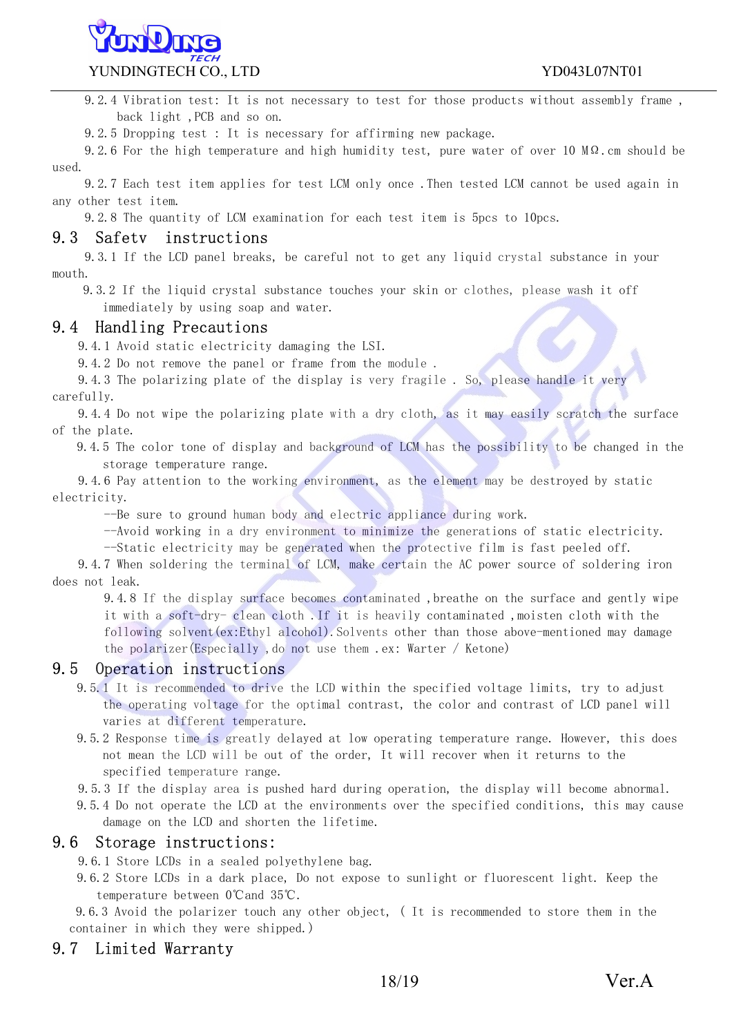9.2.4 Vibration test: It is not necessary to test for those products without assembly frame , back light ,PCB and so on.

9.2.5 Dropping test : It is necessary for affirming new package.

9.2.6 For the high temperature and high humidity test, pure water of over 10 MΩ.cm should be used.

9.2.7 Each test item applies for test LCM only once .Then tested LCM cannot be used again in any other test item.

9.2.8 The quantity of LCM examination for each test item is 5pcs to 10pcs.

## 9.3 Safetv instructions

9.3.1 If the LCD panel breaks, be careful not to get any liquid crystal substance in your mouth.

9.3.2 If the liquid crystal substance touches your skin or clothes, please wash it off immediately by using soap and water.

## 9.4 Handling Precautions

9.4.1 Avoid static electricity damaging the LSI.

9.4.2 Do not remove the panel or frame from the module .

9.4.3 The polarizing plate of the display is very fragile . So, please handle it very carefully.

9.4.4 Do not wipe the polarizing plate with a dry cloth, as it may easily scratch the surface of the plate.

9.4.5 The color tone of display and background of LCM has the possibility to be changed in the storage temperature range.

9.4.6 Pay attention to the working environment, as the element may be destroyed by static electricity.

--Be sure to ground human body and electric appliance during work.

--Avoid working in a dry environment to minimize the generations of static electricity.

--Static electricity may be generated when the protective film is fast peeled off.

9.4.7 When soldering the terminal of LCM, make certain the AC power source of soldering iron does not leak.

9.4.8 If the display surface becomes contaminated ,breathe on the surface and gently wipe it with a soft-dry- clean cloth .If it is heavily contaminated ,moisten cloth with the following solvent(ex:Ethyl alcohol).Solvents other than those above-mentioned may damage the polarizer(Especially ,do not use them .ex: Warter / Ketone)

## 9.5 Operation instructions

9.5.1 It is recommended to drive the LCD within the specified voltage limits, try to adjust the operating voltage for the optimal contrast, the color and contrast of LCD panel will varies at different temperature.

9.5.2 Response time is greatly delayed at low operating temperature range. However, this does not mean the LCD will be out of the order, It will recover when it returns to the specified temperature range.

9.5.3 If the display area is pushed hard during operation, the display will become abnormal.

9.5.4 Do not operate the LCD at the environments over the specified conditions, this may cause damage on the LCD and shorten the lifetime.

## 9.6 Storage instructions:

9.6.1 Store LCDs in a sealed polyethylene bag.

9.6.2 Store LCDs in a dark place, Do not expose to sunlight or fluorescent light. Keep the temperature between 0℃and 35℃.

9.6.3 Avoid the polarizer touch any other object, ( It is recommended to store them in the container in which they were shipped.)

## 9.7 Limited Warranty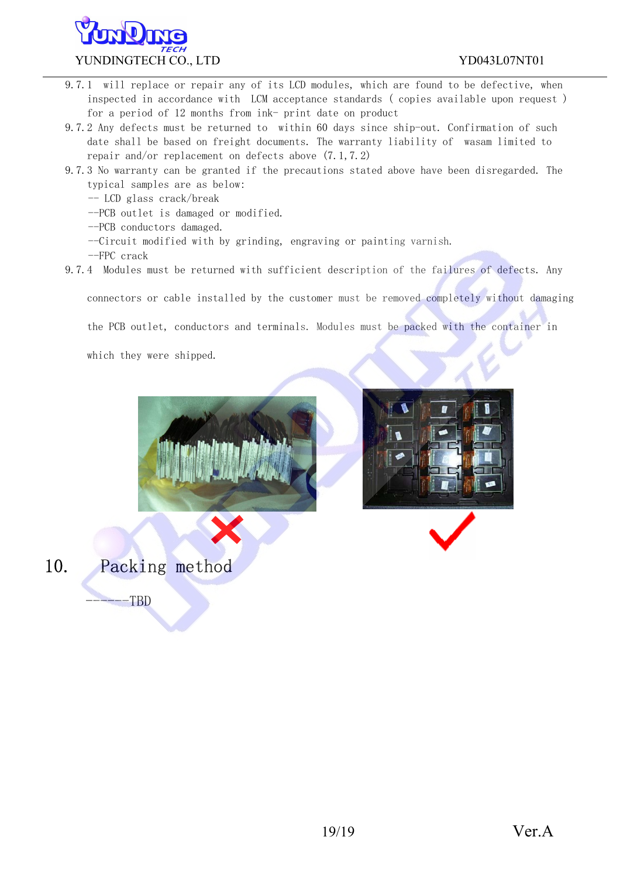9.7.1 will replace or repair any of its LCD modules, which are found to be defective, when inspected in accordance with LCM acceptance standards ( copies available upon request ) for a period of 12 months from ink- print date on product

9.7.2 Any defects must be returned to within 60 days since ship-out. Confirmation of such date shall be based on freight documents. The warranty liability of wasam limited to repair and/or replacement on defects above (7.1,7.2)

9.7.3 No warranty can be granted if the precautions stated above have been disregarded. The typical samples are as below:

-- LCD glass crack/break

--PCB outlet is damaged or modified.

--PCB conductors damaged.

--Circuit modified with by grinding, engraving or painting varnish.

--FPC crack

9.7.4 Modules must be returned with sufficient description of the failures of defects. Any connectors or cable installed by the customer must be removed completely without damaging the PCB outlet, conductors and terminals. Modules must be packed with the container in which they were shipped.

# 10. Packing method

-------TBD